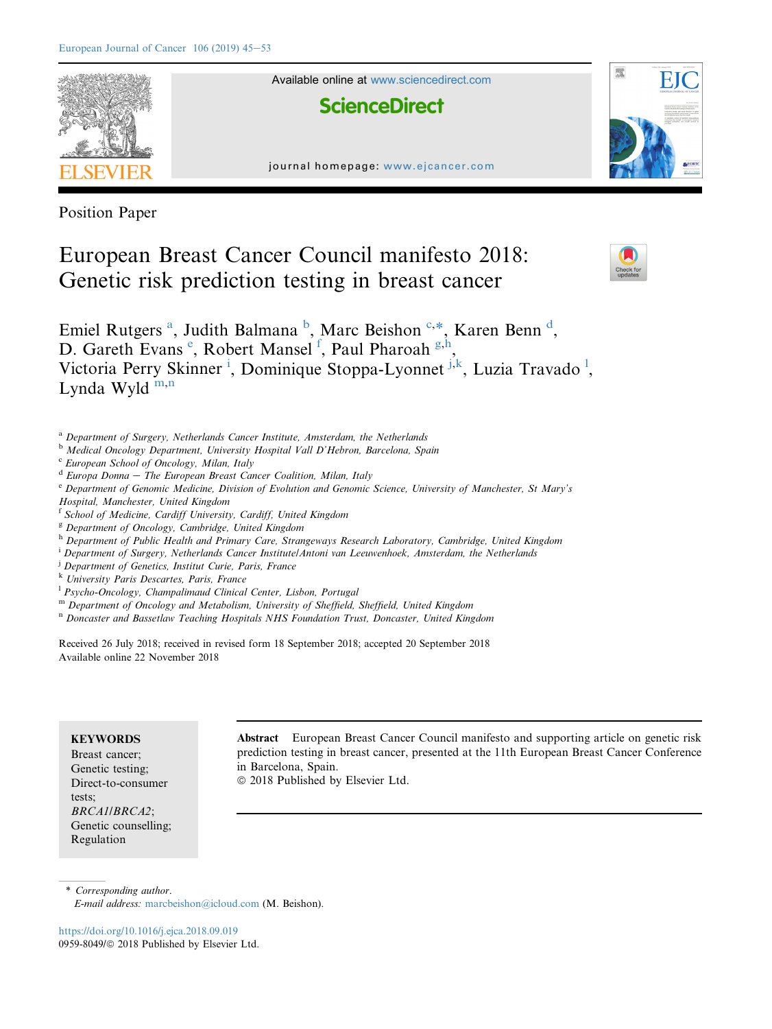Position Paper

# European Breast Cancer Council manifesto 2018: Genetic risk prediction testing in breast cancer

Emiel Rutgers [a], Judith Balmana [b], Marc Beishon [c,*], Karen Benn [d], D. Gareth Evans [e], Robert Mansel [f], Paul Pharoah [g,h], Victoria Perry Skinner [i], Dominique Stoppa-Lyonnet [j,k], Luzia Travado [l], Lynda Wyld [m,n]

[a] Department of Surgery, Netherlands Cancer Institute, Amsterdam, the Netherlands
[b] Medical Oncology Department, University Hospital Vall D'Hebron, Barcelona, Spain
[c] European School of Oncology, Milan, Italy
[d] Europa Donna – The European Breast Cancer Coalition, Milan, Italy
[e] Department of Genomic Medicine, Division of Evolution and Genomic Science, University of Manchester, St Mary's Hospital, Manchester, United Kingdom
[f] School of Medicine, Cardiff University, Cardiff, United Kingdom
[g] Department of Oncology, Cambridge, United Kingdom
[h] Department of Public Health and Primary Care, Strangeways Research Laboratory, Cambridge, United Kingdom
[i] Department of Surgery, Netherlands Cancer Institute/Antoni van Leeuwenhoek, Amsterdam, the Netherlands
[j] Department of Genetics, Institut Curie, Paris, France
[k] University Paris Descartes, Paris, France
[l] Psycho-Oncology, Champalimaud Clinical Center, Lisbon, Portugal
[m] Department of Oncology and Metabolism, University of Sheffield, Sheffield, United Kingdom
[n] Doncaster and Bassetlaw Teaching Hospitals NHS Foundation Trust, Doncaster, United Kingdom

Received 26 July 2018; received in revised form 18 September 2018; accepted 20 September 2018
Available online 22 November 2018

**KEYWORDS**
Breast cancer;
Genetic testing;
Direct-to-consumer tests;
*BRCA1/BRCA2*;
Genetic counselling;
Regulation

**Abstract** European Breast Cancer Council manifesto and supporting article on genetic risk prediction testing in breast cancer, presented at the 11th European Breast Cancer Conference in Barcelona, Spain.
© 2018 Published by Elsevier Ltd.

\* Corresponding author.
*E-mail address:* marcbeishon@icloud.com (M. Beishon).

https://doi.org/10.1016/j.ejca.2018.09.019
0959-8049/© 2018 Published by Elsevier Ltd.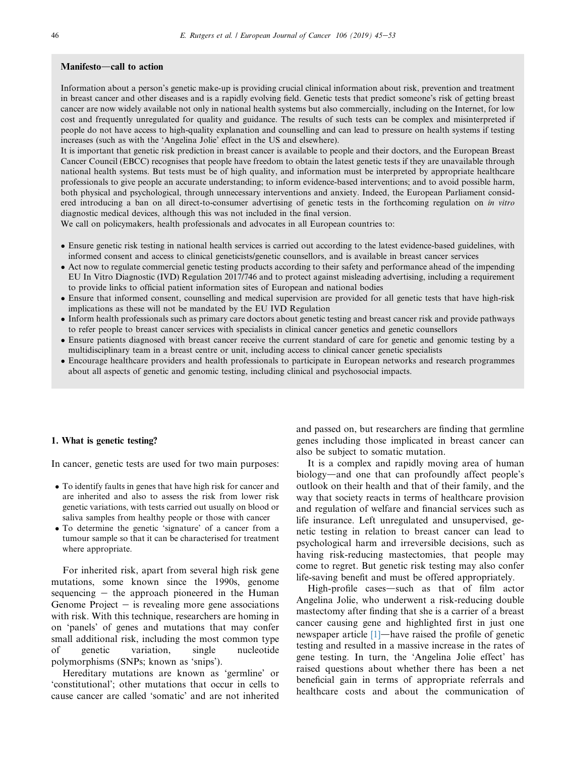**Manifesto—call to action**

Information about a person's genetic make-up is providing crucial clinical information about risk, prevention and treatment in breast cancer and other diseases and is a rapidly evolving field. Genetic tests that predict someone's risk of getting breast cancer are now widely available not only in national health systems but also commercially, including on the Internet, for low cost and frequently unregulated for quality and guidance. The results of such tests can be complex and misinterpreted if people do not have access to high-quality explanation and counselling and can lead to pressure on health systems if testing increases (such as with the 'Angelina Jolie' effect in the US and elsewhere).

It is important that genetic risk prediction in breast cancer is available to people and their doctors, and the European Breast Cancer Council (EBCC) recognises that people have freedom to obtain the latest genetic tests if they are unavailable through national health systems. But tests must be of high quality, and information must be interpreted by appropriate healthcare professionals to give people an accurate understanding; to inform evidence-based interventions; and to avoid possible harm, both physical and psychological, through unnecessary interventions and anxiety. Indeed, the European Parliament considered introducing a ban on all direct-to-consumer advertising of genetic tests in the forthcoming regulation on *in vitro* diagnostic medical devices, although this was not included in the final version.

We call on policymakers, health professionals and advocates in all European countries to:

- Ensure genetic risk testing in national health services is carried out according to the latest evidence-based guidelines, with informed consent and access to clinical geneticists/genetic counsellors, and is available in breast cancer services
- Act now to regulate commercial genetic testing products according to their safety and performance ahead of the impending EU In Vitro Diagnostic (IVD) Regulation 2017/746 and to protect against misleading advertising, including a requirement to provide links to official patient information sites of European and national bodies
- Ensure that informed consent, counselling and medical supervision are provided for all genetic tests that have high-risk implications as these will not be mandated by the EU IVD Regulation
- Inform health professionals such as primary care doctors about genetic testing and breast cancer risk and provide pathways to refer people to breast cancer services with specialists in clinical cancer genetics and genetic counsellors
- Ensure patients diagnosed with breast cancer receive the current standard of care for genetic and genomic testing by a multidisciplinary team in a breast centre or unit, including access to clinical cancer genetic specialists
- Encourage healthcare providers and health professionals to participate in European networks and research programmes about all aspects of genetic and genomic testing, including clinical and psychosocial impacts.

## 1. What is genetic testing?

In cancer, genetic tests are used for two main purposes:

- To identify faults in genes that have high risk for cancer and are inherited and also to assess the risk from lower risk genetic variations, with tests carried out usually on blood or saliva samples from healthy people or those with cancer
- To determine the genetic 'signature' of a cancer from a tumour sample so that it can be characterised for treatment where appropriate.

For inherited risk, apart from several high risk gene mutations, some known since the 1990s, genome sequencing – the approach pioneered in the Human Genome Project – is revealing more gene associations with risk. With this technique, researchers are homing in on 'panels' of genes and mutations that may confer small additional risk, including the most common type of genetic variation, single nucleotide polymorphisms (SNPs; known as 'snips').

Hereditary mutations are known as 'germline' or 'constitutional'; other mutations that occur in cells to cause cancer are called 'somatic' and are not inherited and passed on, but researchers are finding that germline genes including those implicated in breast cancer can also be subject to somatic mutation.

It is a complex and rapidly moving area of human biology—and one that can profoundly affect people's outlook on their health and that of their family, and the way that society reacts in terms of healthcare provision and regulation of welfare and financial services such as life insurance. Left unregulated and unsupervised, genetic testing in relation to breast cancer can lead to psychological harm and irreversible decisions, such as having risk-reducing mastectomies, that people may come to regret. But genetic risk testing may also confer life-saving benefit and must be offered appropriately.

High-profile cases—such as that of film actor Angelina Jolie, who underwent a risk-reducing double mastectomy after finding that she is a carrier of a breast cancer causing gene and highlighted first in just one newspaper article [1]—have raised the profile of genetic testing and resulted in a massive increase in the rates of gene testing. In turn, the 'Angelina Jolie effect' has raised questions about whether there has been a net beneficial gain in terms of appropriate referrals and healthcare costs and about the communication of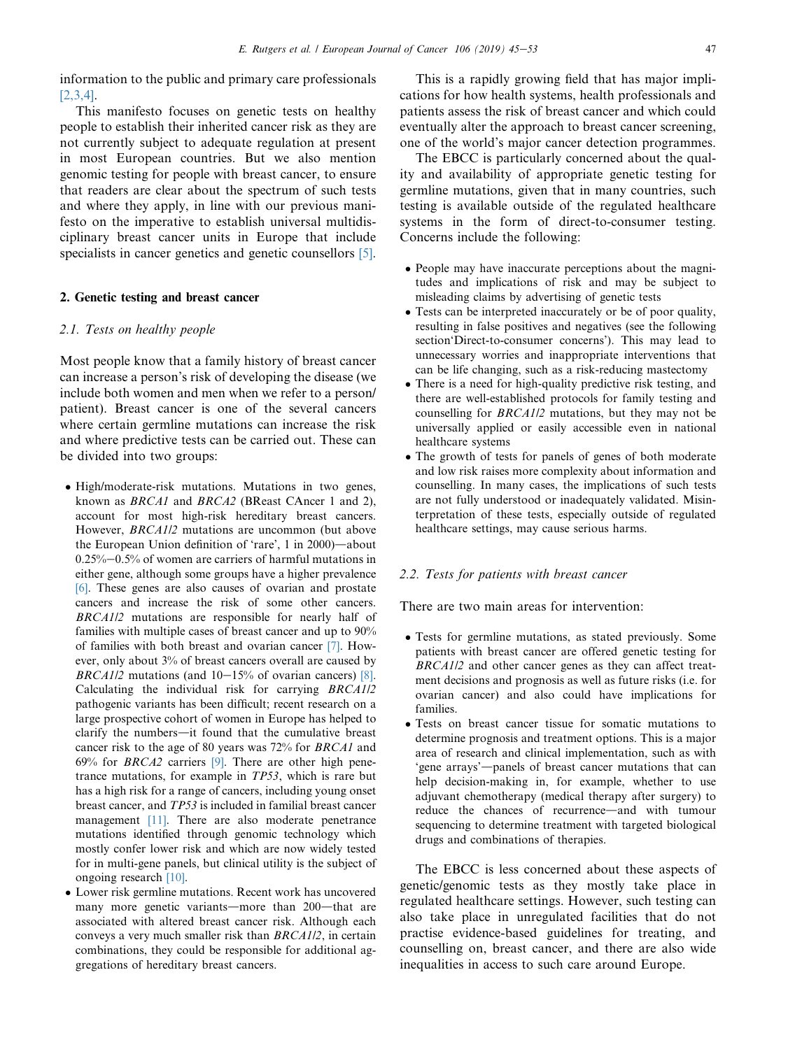information to the public and primary care professionals [2,3,4].

This manifesto focuses on genetic tests on healthy people to establish their inherited cancer risk as they are not currently subject to adequate regulation at present in most European countries. But we also mention genomic testing for people with breast cancer, to ensure that readers are clear about the spectrum of such tests and where they apply, in line with our previous manifesto on the imperative to establish universal multidisciplinary breast cancer units in Europe that include specialists in cancer genetics and genetic counsellors [5].

## 2. Genetic testing and breast cancer

### 2.1. Tests on healthy people

Most people know that a family history of breast cancer can increase a person's risk of developing the disease (we include both women and men when we refer to a person/patient). Breast cancer is one of the several cancers where certain germline mutations can increase the risk and where predictive tests can be carried out. These can be divided into two groups:

- High/moderate-risk mutations. Mutations in two genes, known as *BRCA1* and *BRCA2* (BReast CAncer 1 and 2), account for most high-risk hereditary breast cancers. However, *BRCA1/2* mutations are uncommon (but above the European Union definition of 'rare', 1 in 2000)—about 0.25%–0.5% of women are carriers of harmful mutations in either gene, although some groups have a higher prevalence [6]. These genes are also causes of ovarian and prostate cancers and increase the risk of some other cancers. *BRCA1/2* mutations are responsible for nearly half of families with multiple cases of breast cancer and up to 90% of families with both breast and ovarian cancer [7]. However, only about 3% of breast cancers overall are caused by *BRCA1/2* mutations (and 10–15% of ovarian cancers) [8]. Calculating the individual risk for carrying *BRCA1/2* pathogenic variants has been difficult; recent research on a large prospective cohort of women in Europe has helped to clarify the numbers—it found that the cumulative breast cancer risk to the age of 80 years was 72% for *BRCA1* and 69% for *BRCA2* carriers [9]. There are other high penetrance mutations, for example in *TP53*, which is rare but has a high risk for a range of cancers, including young onset breast cancer, and *TP53* is included in familial breast cancer management [11]. There are also moderate penetrance mutations identified through genomic technology which mostly confer lower risk and which are now widely tested for in multi-gene panels, but clinical utility is the subject of ongoing research [10].
- Lower risk germline mutations. Recent work has uncovered many more genetic variants—more than 200—that are associated with altered breast cancer risk. Although each conveys a very much smaller risk than *BRCA1/2*, in certain combinations, they could be responsible for additional aggregations of hereditary breast cancers.

This is a rapidly growing field that has major implications for how health systems, health professionals and patients assess the risk of breast cancer and which could eventually alter the approach to breast cancer screening, one of the world's major cancer detection programmes.

The EBCC is particularly concerned about the quality and availability of appropriate genetic testing for germline mutations, given that in many countries, such testing is available outside of the regulated healthcare systems in the form of direct-to-consumer testing. Concerns include the following:

- People may have inaccurate perceptions about the magnitudes and implications of risk and may be subject to misleading claims by advertising of genetic tests
- Tests can be interpreted inaccurately or be of poor quality, resulting in false positives and negatives (see the following section'Direct-to-consumer concerns'). This may lead to unnecessary worries and inappropriate interventions that can be life changing, such as a risk-reducing mastectomy
- There is a need for high-quality predictive risk testing, and there are well-established protocols for family testing and counselling for *BRCA1/2* mutations, but they may not be universally applied or easily accessible even in national healthcare systems
- The growth of tests for panels of genes of both moderate and low risk raises more complexity about information and counselling. In many cases, the implications of such tests are not fully understood or inadequately validated. Misinterpretation of these tests, especially outside of regulated healthcare settings, may cause serious harms.

### 2.2. Tests for patients with breast cancer

There are two main areas for intervention:

- Tests for germline mutations, as stated previously. Some patients with breast cancer are offered genetic testing for *BRCA1/2* and other cancer genes as they can affect treatment decisions and prognosis as well as future risks (i.e. for ovarian cancer) and also could have implications for families.
- Tests on breast cancer tissue for somatic mutations to determine prognosis and treatment options. This is a major area of research and clinical implementation, such as with 'gene arrays'—panels of breast cancer mutations that can help decision-making in, for example, whether to use adjuvant chemotherapy (medical therapy after surgery) to reduce the chances of recurrence—and with tumour sequencing to determine treatment with targeted biological drugs and combinations of therapies.

The EBCC is less concerned about these aspects of genetic/genomic tests as they mostly take place in regulated healthcare settings. However, such testing can also take place in unregulated facilities that do not practise evidence-based guidelines for treating, and counselling on, breast cancer, and there are also wide inequalities in access to such care around Europe.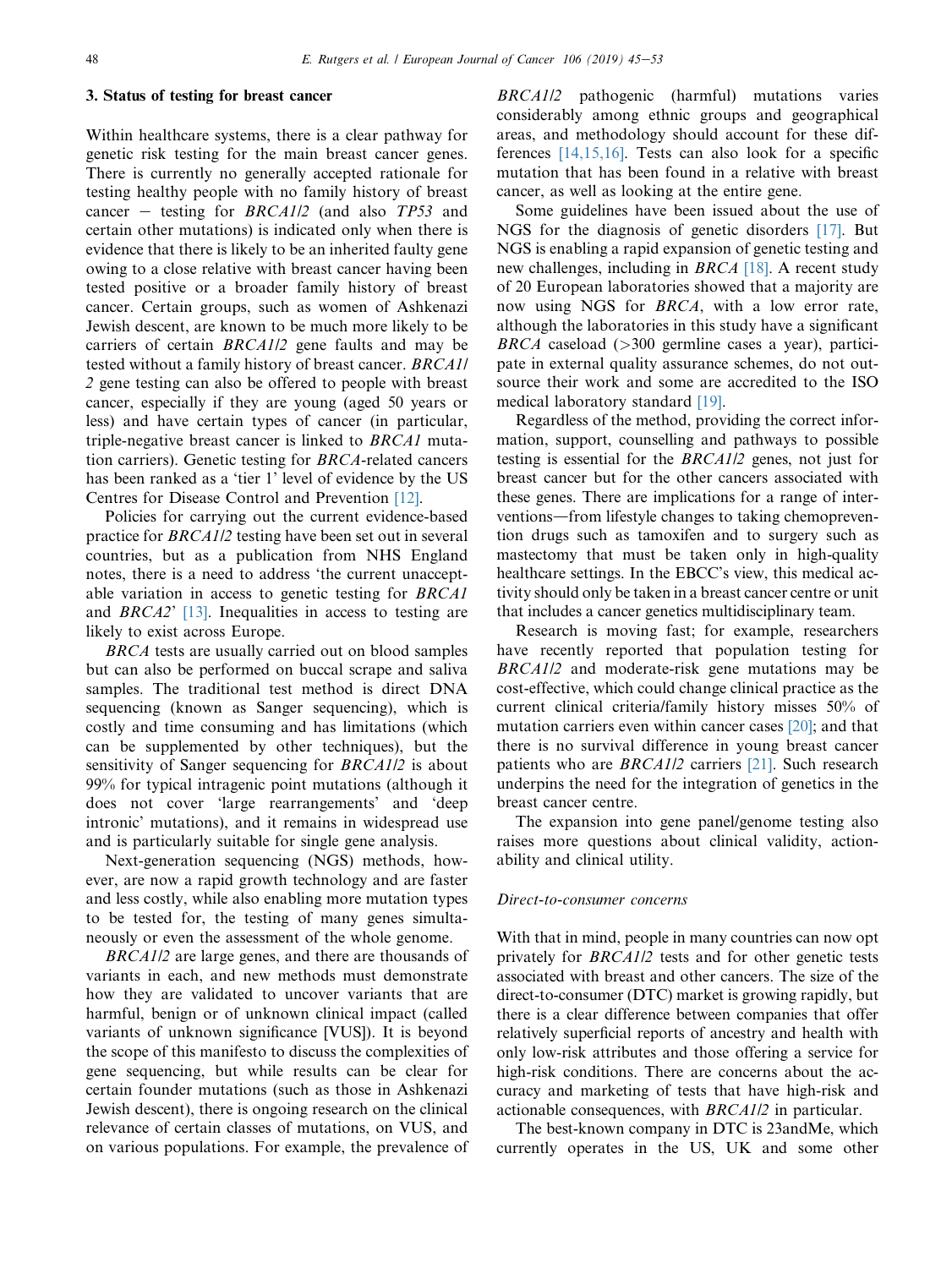## 3. Status of testing for breast cancer

Within healthcare systems, there is a clear pathway for genetic risk testing for the main breast cancer genes. There is currently no generally accepted rationale for testing healthy people with no family history of breast cancer – testing for *BRCA1/2* (and also *TP53* and certain other mutations) is indicated only when there is evidence that there is likely to be an inherited faulty gene owing to a close relative with breast cancer having been tested positive or a broader family history of breast cancer. Certain groups, such as women of Ashkenazi Jewish descent, are known to be much more likely to be carriers of certain *BRCA1/2* gene faults and may be tested without a family history of breast cancer. *BRCA1/2* gene testing can also be offered to people with breast cancer, especially if they are young (aged 50 years or less) and have certain types of cancer (in particular, triple-negative breast cancer is linked to *BRCA1* mutation carriers). Genetic testing for *BRCA*-related cancers has been ranked as a 'tier 1' level of evidence by the US Centres for Disease Control and Prevention [12].

Policies for carrying out the current evidence-based practice for *BRCA1/2* testing have been set out in several countries, but as a publication from NHS England notes, there is a need to address 'the current unacceptable variation in access to genetic testing for *BRCA1* and *BRCA2*' [13]. Inequalities in access to testing are likely to exist across Europe.

*BRCA* tests are usually carried out on blood samples but can also be performed on buccal scrape and saliva samples. The traditional test method is direct DNA sequencing (known as Sanger sequencing), which is costly and time consuming and has limitations (which can be supplemented by other techniques), but the sensitivity of Sanger sequencing for *BRCA1/2* is about 99% for typical intragenic point mutations (although it does not cover 'large rearrangements' and 'deep intronic' mutations), and it remains in widespread use and is particularly suitable for single gene analysis.

Next-generation sequencing (NGS) methods, however, are now a rapid growth technology and are faster and less costly, while also enabling more mutation types to be tested for, the testing of many genes simultaneously or even the assessment of the whole genome.

*BRCA1/2* are large genes, and there are thousands of variants in each, and new methods must demonstrate how they are validated to uncover variants that are harmful, benign or of unknown clinical impact (called variants of unknown significance [VUS]). It is beyond the scope of this manifesto to discuss the complexities of gene sequencing, but while results can be clear for certain founder mutations (such as those in Ashkenazi Jewish descent), there is ongoing research on the clinical relevance of certain classes of mutations, on VUS, and on various populations. For example, the prevalence of *BRCA1/2* pathogenic (harmful) mutations varies considerably among ethnic groups and geographical areas, and methodology should account for these differences [14,15,16]. Tests can also look for a specific mutation that has been found in a relative with breast cancer, as well as looking at the entire gene.

Some guidelines have been issued about the use of NGS for the diagnosis of genetic disorders [17]. But NGS is enabling a rapid expansion of genetic testing and new challenges, including in *BRCA* [18]. A recent study of 20 European laboratories showed that a majority are now using NGS for *BRCA*, with a low error rate, although the laboratories in this study have a significant *BRCA* caseload (>300 germline cases a year), participate in external quality assurance schemes, do not outsource their work and some are accredited to the ISO medical laboratory standard [19].

Regardless of the method, providing the correct information, support, counselling and pathways to possible testing is essential for the *BRCA1/2* genes, not just for breast cancer but for the other cancers associated with these genes. There are implications for a range of interventions—from lifestyle changes to taking chemoprevention drugs such as tamoxifen and to surgery such as mastectomy that must be taken only in high-quality healthcare settings. In the EBCC's view, this medical activity should only be taken in a breast cancer centre or unit that includes a cancer genetics multidisciplinary team.

Research is moving fast; for example, researchers have recently reported that population testing for *BRCA1/2* and moderate-risk gene mutations may be cost-effective, which could change clinical practice as the current clinical criteria/family history misses 50% of mutation carriers even within cancer cases [20]; and that there is no survival difference in young breast cancer patients who are *BRCA1/2* carriers [21]. Such research underpins the need for the integration of genetics in the breast cancer centre.

The expansion into gene panel/genome testing also raises more questions about clinical validity, actionability and clinical utility.

### *Direct-to-consumer concerns*

With that in mind, people in many countries can now opt privately for *BRCA1/2* tests and for other genetic tests associated with breast and other cancers. The size of the direct-to-consumer (DTC) market is growing rapidly, but there is a clear difference between companies that offer relatively superficial reports of ancestry and health with only low-risk attributes and those offering a service for high-risk conditions. There are concerns about the accuracy and marketing of tests that have high-risk and actionable consequences, with *BRCA1/2* in particular.

The best-known company in DTC is 23andMe, which currently operates in the US, UK and some other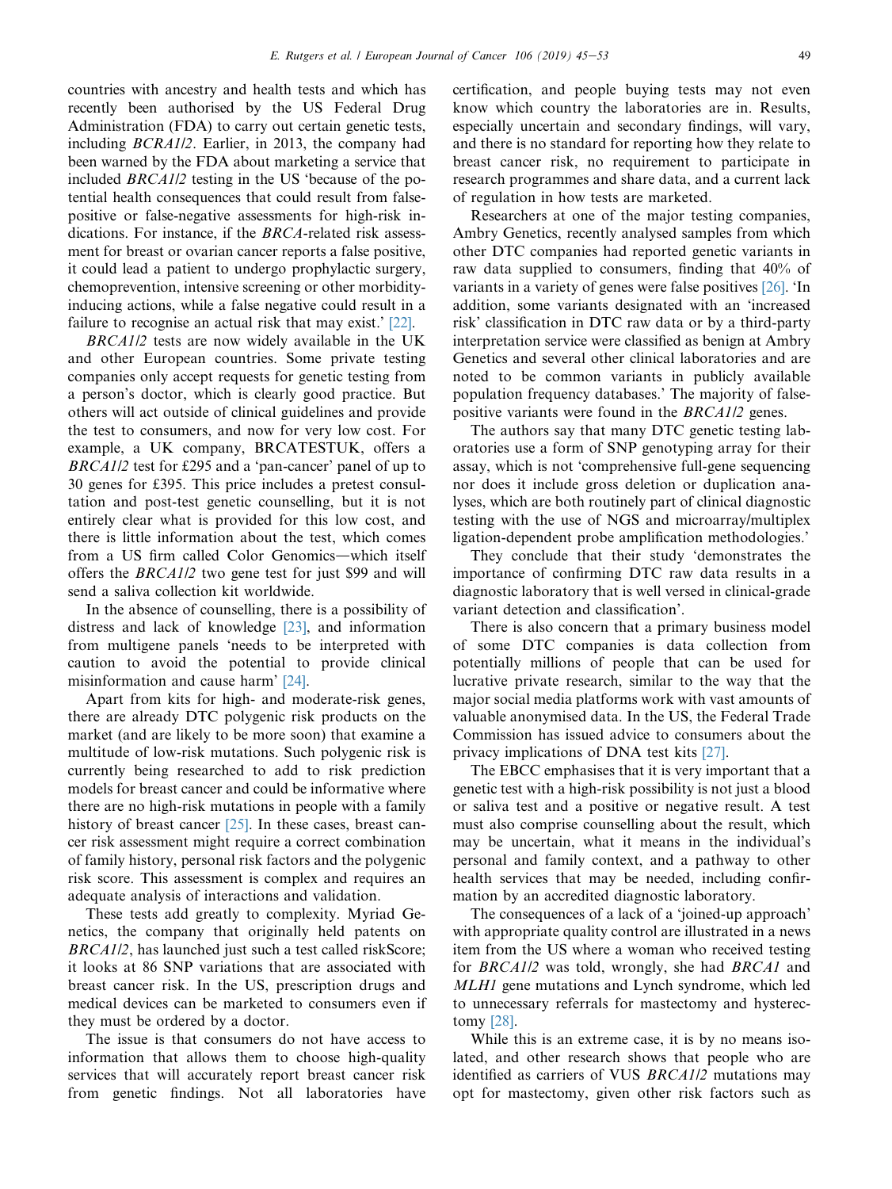countries with ancestry and health tests and which has recently been authorised by the US Federal Drug Administration (FDA) to carry out certain genetic tests, including *BCRA1/2*. Earlier, in 2013, the company had been warned by the FDA about marketing a service that included *BRCA1/2* testing in the US 'because of the potential health consequences that could result from false-positive or false-negative assessments for high-risk indications. For instance, if the *BRCA*-related risk assessment for breast or ovarian cancer reports a false positive, it could lead a patient to undergo prophylactic surgery, chemoprevention, intensive screening or other morbidity-inducing actions, while a false negative could result in a failure to recognise an actual risk that may exist.' [22].

*BRCA1/2* tests are now widely available in the UK and other European countries. Some private testing companies only accept requests for genetic testing from a person's doctor, which is clearly good practice. But others will act outside of clinical guidelines and provide the test to consumers, and now for very low cost. For example, a UK company, BRCATESTUK, offers a *BRCA1/2* test for £295 and a 'pan-cancer' panel of up to 30 genes for £395. This price includes a pretest consultation and post-test genetic counselling, but it is not entirely clear what is provided for this low cost, and there is little information about the test, which comes from a US firm called Color Genomics—which itself offers the *BRCA1/2* two gene test for just $99 and will send a saliva collection kit worldwide.

In the absence of counselling, there is a possibility of distress and lack of knowledge [23], and information from multigene panels 'needs to be interpreted with caution to avoid the potential to provide clinical misinformation and cause harm' [24].

Apart from kits for high- and moderate-risk genes, there are already DTC polygenic risk products on the market (and are likely to be more soon) that examine a multitude of low-risk mutations. Such polygenic risk is currently being researched to add to risk prediction models for breast cancer and could be informative where there are no high-risk mutations in people with a family history of breast cancer [25]. In these cases, breast cancer risk assessment might require a correct combination of family history, personal risk factors and the polygenic risk score. This assessment is complex and requires an adequate analysis of interactions and validation.

These tests add greatly to complexity. Myriad Genetics, the company that originally held patents on *BRCA1/2*, has launched just such a test called riskScore; it looks at 86 SNP variations that are associated with breast cancer risk. In the US, prescription drugs and medical devices can be marketed to consumers even if they must be ordered by a doctor.

The issue is that consumers do not have access to information that allows them to choose high-quality services that will accurately report breast cancer risk from genetic findings. Not all laboratories have certification, and people buying tests may not even know which country the laboratories are in. Results, especially uncertain and secondary findings, will vary, and there is no standard for reporting how they relate to breast cancer risk, no requirement to participate in research programmes and share data, and a current lack of regulation in how tests are marketed.

Researchers at one of the major testing companies, Ambry Genetics, recently analysed samples from which other DTC companies had reported genetic variants in raw data supplied to consumers, finding that 40% of variants in a variety of genes were false positives [26]. 'In addition, some variants designated with an 'increased risk' classification in DTC raw data or by a third-party interpretation service were classified as benign at Ambry Genetics and several other clinical laboratories and are noted to be common variants in publicly available population frequency databases.' The majority of false-positive variants were found in the *BRCA1/2* genes.

The authors say that many DTC genetic testing laboratories use a form of SNP genotyping array for their assay, which is not 'comprehensive full-gene sequencing nor does it include gross deletion or duplication analyses, which are both routinely part of clinical diagnostic testing with the use of NGS and microarray/multiplex ligation-dependent probe amplification methodologies.'

They conclude that their study 'demonstrates the importance of confirming DTC raw data results in a diagnostic laboratory that is well versed in clinical-grade variant detection and classification'.

There is also concern that a primary business model of some DTC companies is data collection from potentially millions of people that can be used for lucrative private research, similar to the way that the major social media platforms work with vast amounts of valuable anonymised data. In the US, the Federal Trade Commission has issued advice to consumers about the privacy implications of DNA test kits [27].

The EBCC emphasises that it is very important that a genetic test with a high-risk possibility is not just a blood or saliva test and a positive or negative result. A test must also comprise counselling about the result, which may be uncertain, what it means in the individual's personal and family context, and a pathway to other health services that may be needed, including confirmation by an accredited diagnostic laboratory.

The consequences of a lack of a 'joined-up approach' with appropriate quality control are illustrated in a news item from the US where a woman who received testing for *BRCA1/2* was told, wrongly, she had *BRCA1* and *MLH1* gene mutations and Lynch syndrome, which led to unnecessary referrals for mastectomy and hysterectomy [28].

While this is an extreme case, it is by no means isolated, and other research shows that people who are identified as carriers of VUS *BRCA1/2* mutations may opt for mastectomy, given other risk factors such as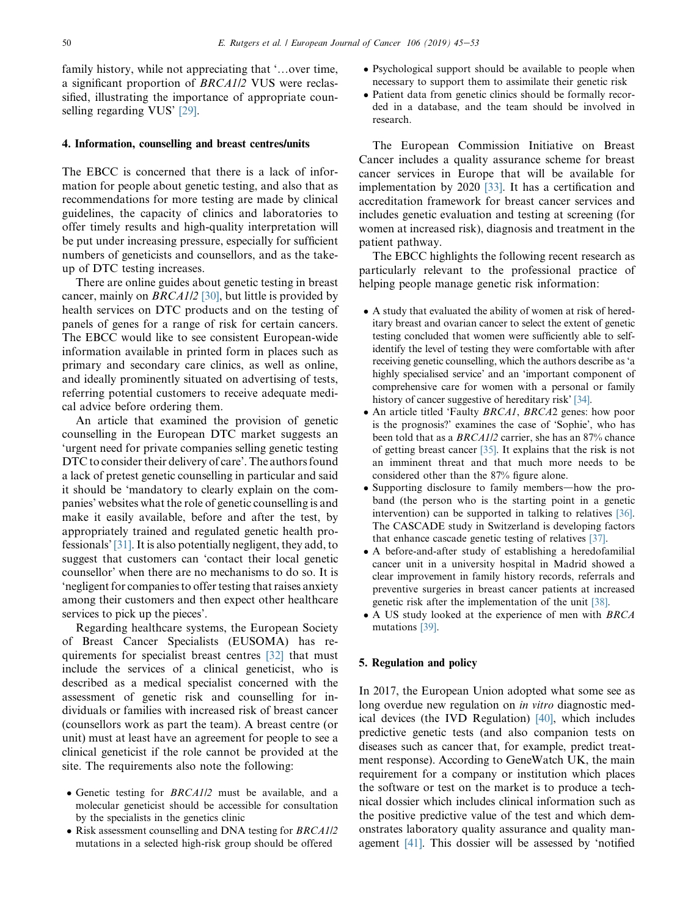family history, while not appreciating that '…over time, a significant proportion of *BRCA1/2* VUS were reclassified, illustrating the importance of appropriate counselling regarding VUS' [29].

## 4. Information, counselling and breast centres/units

The EBCC is concerned that there is a lack of information for people about genetic testing, and also that as recommendations for more testing are made by clinical guidelines, the capacity of clinics and laboratories to offer timely results and high-quality interpretation will be put under increasing pressure, especially for sufficient numbers of geneticists and counsellors, and as the take-up of DTC testing increases.

There are online guides about genetic testing in breast cancer, mainly on *BRCA1/2* [30], but little is provided by health services on DTC products and on the testing of panels of genes for a range of risk for certain cancers. The EBCC would like to see consistent European-wide information available in printed form in places such as primary and secondary care clinics, as well as online, and ideally prominently situated on advertising of tests, referring potential customers to receive adequate medical advice before ordering them.

An article that examined the provision of genetic counselling in the European DTC market suggests an 'urgent need for private companies selling genetic testing DTC to consider their delivery of care'. The authors found a lack of pretest genetic counselling in particular and said it should be 'mandatory to clearly explain on the companies' websites what the role of genetic counselling is and make it easily available, before and after the test, by appropriately trained and regulated genetic health professionals' [31]. It is also potentially negligent, they add, to suggest that customers can 'contact their local genetic counsellor' when there are no mechanisms to do so. It is 'negligent for companies to offer testing that raises anxiety among their customers and then expect other healthcare services to pick up the pieces'.

Regarding healthcare systems, the European Society of Breast Cancer Specialists (EUSOMA) has requirements for specialist breast centres [32] that must include the services of a clinical geneticist, who is described as a medical specialist concerned with the assessment of genetic risk and counselling for individuals or families with increased risk of breast cancer (counsellors work as part the team). A breast centre (or unit) must at least have an agreement for people to see a clinical geneticist if the role cannot be provided at the site. The requirements also note the following:

- Genetic testing for *BRCA1/2* must be available, and a molecular geneticist should be accessible for consultation by the specialists in the genetics clinic
- Risk assessment counselling and DNA testing for *BRCA1/2* mutations in a selected high-risk group should be offered
- Psychological support should be available to people when necessary to support them to assimilate their genetic risk
- Patient data from genetic clinics should be formally recorded in a database, and the team should be involved in research.

The European Commission Initiative on Breast Cancer includes a quality assurance scheme for breast cancer services in Europe that will be available for implementation by 2020 [33]. It has a certification and accreditation framework for breast cancer services and includes genetic evaluation and testing at screening (for women at increased risk), diagnosis and treatment in the patient pathway.

The EBCC highlights the following recent research as particularly relevant to the professional practice of helping people manage genetic risk information:

- A study that evaluated the ability of women at risk of hereditary breast and ovarian cancer to select the extent of genetic testing concluded that women were sufficiently able to self-identify the level of testing they were comfortable with after receiving genetic counselling, which the authors describe as 'a highly specialised service' and an 'important component of comprehensive care for women with a personal or family history of cancer suggestive of hereditary risk' [34].
- An article titled 'Faulty *BRCA1*, *BRCA2* genes: how poor is the prognosis?' examines the case of 'Sophie', who has been told that as a *BRCA1/2* carrier, she has an 87% chance of getting breast cancer [35]. It explains that the risk is not an imminent threat and that much more needs to be considered other than the 87% figure alone.
- Supporting disclosure to family members—how the proband (the person who is the starting point in a genetic intervention) can be supported in talking to relatives [36]. The CASCADE study in Switzerland is developing factors that enhance cascade genetic testing of relatives [37].
- A before-and-after study of establishing a heredofamilial cancer unit in a university hospital in Madrid showed a clear improvement in family history records, referrals and preventive surgeries in breast cancer patients at increased genetic risk after the implementation of the unit [38].
- A US study looked at the experience of men with *BRCA* mutations [39].

## 5. Regulation and policy

In 2017, the European Union adopted what some see as long overdue new regulation on *in vitro* diagnostic medical devices (the IVD Regulation) [40], which includes predictive genetic tests (and also companion tests on diseases such as cancer that, for example, predict treatment response). According to GeneWatch UK, the main requirement for a company or institution which places the software or test on the market is to produce a technical dossier which includes clinical information such as the positive predictive value of the test and which demonstrates laboratory quality assurance and quality management [41]. This dossier will be assessed by 'notified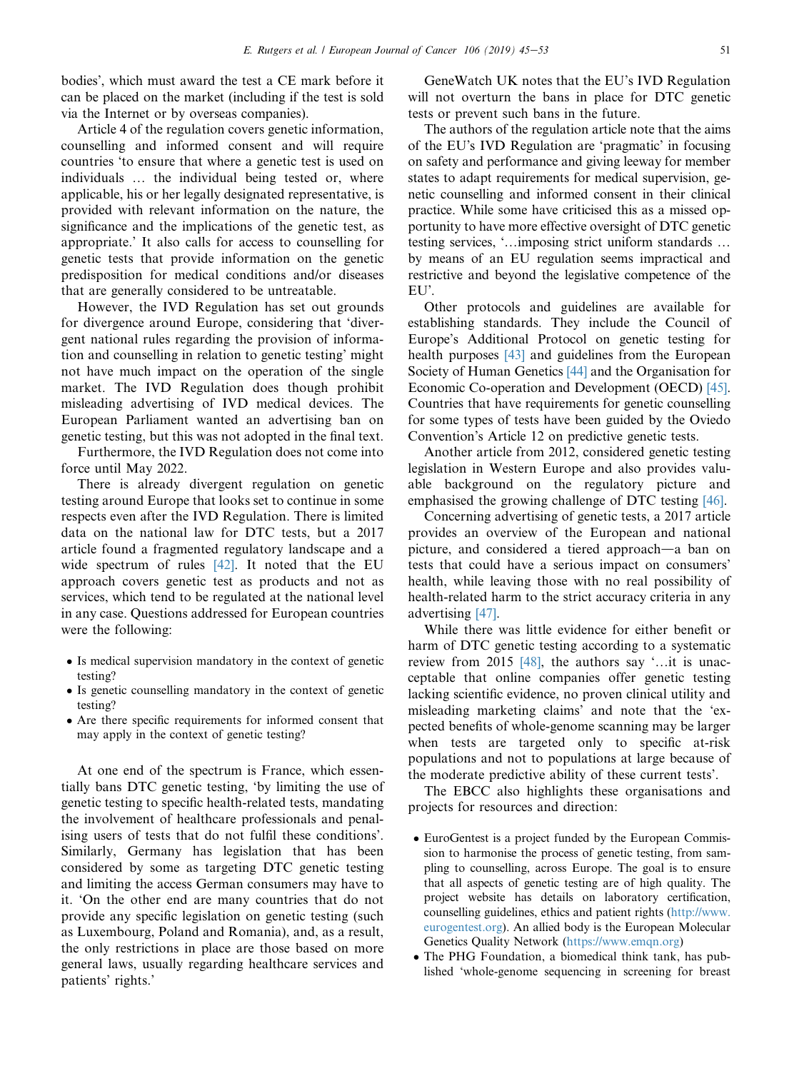bodies', which must award the test a CE mark before it can be placed on the market (including if the test is sold via the Internet or by overseas companies).

Article 4 of the regulation covers genetic information, counselling and informed consent and will require countries 'to ensure that where a genetic test is used on individuals … the individual being tested or, where applicable, his or her legally designated representative, is provided with relevant information on the nature, the significance and the implications of the genetic test, as appropriate.' It also calls for access to counselling for genetic tests that provide information on the genetic predisposition for medical conditions and/or diseases that are generally considered to be untreatable.

However, the IVD Regulation has set out grounds for divergence around Europe, considering that 'divergent national rules regarding the provision of information and counselling in relation to genetic testing' might not have much impact on the operation of the single market. The IVD Regulation does though prohibit misleading advertising of IVD medical devices. The European Parliament wanted an advertising ban on genetic testing, but this was not adopted in the final text.

Furthermore, the IVD Regulation does not come into force until May 2022.

There is already divergent regulation on genetic testing around Europe that looks set to continue in some respects even after the IVD Regulation. There is limited data on the national law for DTC tests, but a 2017 article found a fragmented regulatory landscape and a wide spectrum of rules [42]. It noted that the EU approach covers genetic test as products and not as services, which tend to be regulated at the national level in any case. Questions addressed for European countries were the following:

- Is medical supervision mandatory in the context of genetic testing?
- Is genetic counselling mandatory in the context of genetic testing?
- Are there specific requirements for informed consent that may apply in the context of genetic testing?

At one end of the spectrum is France, which essentially bans DTC genetic testing, 'by limiting the use of genetic testing to specific health-related tests, mandating the involvement of healthcare professionals and penalising users of tests that do not fulfil these conditions'. Similarly, Germany has legislation that has been considered by some as targeting DTC genetic testing and limiting the access German consumers may have to it. 'On the other end are many countries that do not provide any specific legislation on genetic testing (such as Luxembourg, Poland and Romania), and, as a result, the only restrictions in place are those based on more general laws, usually regarding healthcare services and patients' rights.'

GeneWatch UK notes that the EU's IVD Regulation will not overturn the bans in place for DTC genetic tests or prevent such bans in the future.

The authors of the regulation article note that the aims of the EU's IVD Regulation are 'pragmatic' in focusing on safety and performance and giving leeway for member states to adapt requirements for medical supervision, genetic counselling and informed consent in their clinical practice. While some have criticised this as a missed opportunity to have more effective oversight of DTC genetic testing services, '…imposing strict uniform standards … by means of an EU regulation seems impractical and restrictive and beyond the legislative competence of the EU'.

Other protocols and guidelines are available for establishing standards. They include the Council of Europe's Additional Protocol on genetic testing for health purposes [43] and guidelines from the European Society of Human Genetics [44] and the Organisation for Economic Co-operation and Development (OECD) [45]. Countries that have requirements for genetic counselling for some types of tests have been guided by the Oviedo Convention's Article 12 on predictive genetic tests.

Another article from 2012, considered genetic testing legislation in Western Europe and also provides valuable background on the regulatory picture and emphasised the growing challenge of DTC testing [46].

Concerning advertising of genetic tests, a 2017 article provides an overview of the European and national picture, and considered a tiered approach—a ban on tests that could have a serious impact on consumers' health, while leaving those with no real possibility of health-related harm to the strict accuracy criteria in any advertising [47].

While there was little evidence for either benefit or harm of DTC genetic testing according to a systematic review from 2015 [48], the authors say '…it is unacceptable that online companies offer genetic testing lacking scientific evidence, no proven clinical utility and misleading marketing claims' and note that the 'expected benefits of whole-genome scanning may be larger when tests are targeted only to specific at-risk populations and not to populations at large because of the moderate predictive ability of these current tests'.

The EBCC also highlights these organisations and projects for resources and direction:

- EuroGentest is a project funded by the European Commission to harmonise the process of genetic testing, from sampling to counselling, across Europe. The goal is to ensure that all aspects of genetic testing are of high quality. The project website has details on laboratory certification, counselling guidelines, ethics and patient rights (http://www.eurogentest.org). An allied body is the European Molecular Genetics Quality Network (https://www.emqn.org)
- The PHG Foundation, a biomedical think tank, has published 'whole-genome sequencing in screening for breast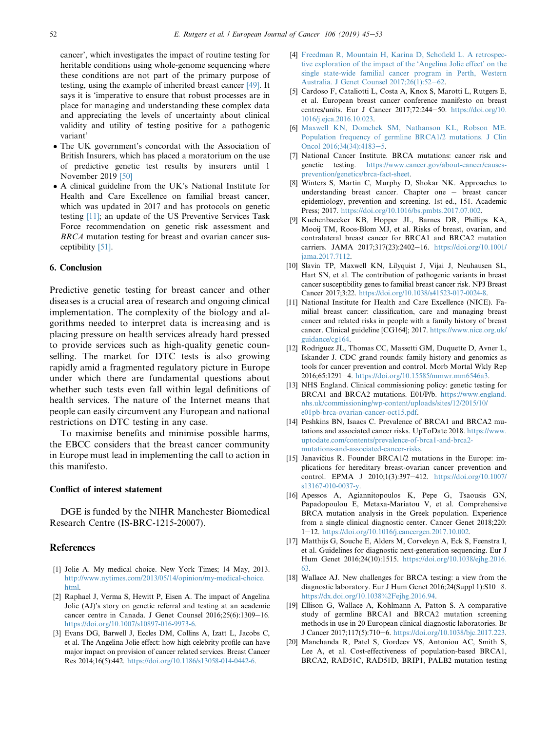cancer', which investigates the impact of routine testing for heritable conditions using whole-genome sequencing where these conditions are not part of the primary purpose of testing, using the example of inherited breast cancer [49]. It says it is 'imperative to ensure that robust processes are in place for managing and understanding these complex data and appreciating the levels of uncertainty about clinical validity and utility of testing positive for a pathogenic variant'

- The UK government's concordat with the Association of British Insurers, which has placed a moratorium on the use of predictive genetic test results by insurers until 1 November 2019 [50]
- A clinical guideline from the UK's National Institute for Health and Care Excellence on familial breast cancer, which was updated in 2017 and has protocols on genetic testing [11]; an update of the US Preventive Services Task Force recommendation on genetic risk assessment and *BRCA* mutation testing for breast and ovarian cancer susceptibility [51].

## 6. Conclusion

Predictive genetic testing for breast cancer and other diseases is a crucial area of research and ongoing clinical implementation. The complexity of the biology and algorithms needed to interpret data is increasing and is placing pressure on health services already hard pressed to provide services such as high-quality genetic counselling. The market for DTC tests is also growing rapidly amid a fragmented regulatory picture in Europe under which there are fundamental questions about whether such tests even fall within legal definitions of health services. The nature of the Internet means that people can easily circumvent any European and national restrictions on DTC testing in any case.

To maximise benefits and minimise possible harms, the EBCC considers that the breast cancer community in Europe must lead in implementing the call to action in this manifesto.

### Conflict of interest statement

DGE is funded by the NIHR Manchester Biomedical Research Centre (IS-BRC-1215-20007).

## References

[1] Jolie A. My medical choice. New York Times; 14 May, 2013. http://www.nytimes.com/2013/05/14/opinion/my-medical-choice.html.

[2] Raphael J, Verma S, Hewitt P, Eisen A. The impact of Angelina Jolie (AJ)'s story on genetic referral and testing at an academic cancer centre in Canada. J Genet Counsel 2016;25(6):1309–16. https://doi.org/10.1007/s10897-016-9973-6.

[3] Evans DG, Barwell J, Eccles DM, Collins A, Izatt L, Jacobs C, et al. The Angelina Jolie effect: how high celebrity profile can have major impact on provision of cancer related services. Breast Cancer Res 2014;16(5):442. https://doi.org/10.1186/s13058-014-0442-6.

[4] Freedman R, Mountain H, Karina D, Schofield L. A retrospective exploration of the impact of the 'Angelina Jolie effect' on the single state-wide familial cancer program in Perth, Western Australia. J Genet Counsel 2017;26(1):52–62.

[5] Cardoso F, Cataliotti L, Costa A, Knox S, Marotti L, Rutgers E, et al. European breast cancer conference manifesto on breast centres/units. Eur J Cancer 2017;72:244–50. https://doi.org/10.1016/j.ejca.2016.10.023.

[6] Maxwell KN, Domchek SM, Nathanson KL, Robson ME. Population frequency of germline BRCA1/2 mutations. J Clin Oncol 2016;34(34):4183–5.

[7] National Cancer Institute. BRCA mutations: cancer risk and genetic testing. https://www.cancer.gov/about-cancer/causes-prevention/genetics/brca-fact-sheet.

[8] Winters S, Martin C, Murphy D, Shokar NK. Approaches to understanding breast cancer. Chapter one – breast cancer epidemiology, prevention and screening. 1st ed., 151. Academic Press; 2017. https://doi.org/10.1016/bs.pmbts.2017.07.002.

[9] Kuchenbaecker KB, Hopper JL, Barnes DR, Phillips KA, Mooij TM, Roos-Blom MJ, et al. Risks of breast, ovarian, and contralateral breast cancer for BRCA1 and BRCA2 mutation carriers. JAMA 2017;317(23):2402–16. https://doi.org/10.1001/jama.2017.7112.

[10] Slavin TP, Maxwell KN, Lilyquist J, Vijai J, Neuhausen SL, Hart SN, et al. The contribution of pathogenic variants in breast cancer susceptibility genes to familial breast cancer risk. NPJ Breast Cancer 2017;3:22. https://doi.org/10.1038/s41523-017-0024-8.

[11] National Institute for Health and Care Excellence (NICE). Familial breast cancer: classification, care and managing breast cancer and related risks in people with a family history of breast cancer. Clinical guideline [CG164]; 2017. https://www.nice.org.uk/guidance/cg164.

[12] Rodriguez JL, Thomas CC, Massetti GM, Duquette D, Avner L, Iskander J. CDC grand rounds: family history and genomics as tools for cancer prevention and control. Morb Mortal Wkly Rep 2016;65:1291–4. https://doi.org/10.15585/mmwr.mm6546a3.

[13] NHS England. Clinical commissioning policy: genetic testing for BRCA1 and BRCA2 mutations. E01/P/b. https://www.england.nhs.uk/commissioning/wp-content/uploads/sites/12/2015/10/e01pb-brca-ovarian-cancer-oct15.pdf.

[14] Peshkins BN, Isaacs C. Prevalence of BRCA1 and BRCA2 mutations and associated cancer risks. UpToDate 2018. https://www.uptodate.com/contents/prevalence-of-brca1-and-brca2-mutations-and-associated-cancer-risks.

[15] Janavičius R. Founder BRCA1/2 mutations in the Europe: implications for hereditary breast-ovarian cancer prevention and control. EPMA J 2010;1(3):397–412. https://doi.org/10.1007/s13167-010-0037-y.

[16] Apessos A, Agiannitopoulos K, Pepe G, Tsaousis GN, Papadopoulou E, Metaxa-Mariatou V, et al. Comprehensive BRCA mutation analysis in the Greek population. Experience from a single clinical diagnostic center. Cancer Genet 2018;220:1–12. https://doi.org/10.1016/j.cancergen.2017.10.002.

[17] Matthijs G, Souche E, Alders M, Corveleyn A, Eck S, Feenstra I, et al. Guidelines for diagnostic next-generation sequencing. Eur J Hum Genet 2016;24(10):1515. https://doi.org/10.1038/ejhg.2016.63.

[18] Wallace AJ. New challenges for BRCA testing: a view from the diagnostic laboratory. Eur J Hum Genet 2016;24(Suppl 1):S10–8. https://dx.doi.org/10.1038%2Fejhg.2016.94.

[19] Ellison G, Wallace A, Kohlmann A, Patton S. A comparative study of germline BRCA1 and BRCA2 mutation screening methods in use in 20 European clinical diagnostic laboratories. Br J Cancer 2017;117(5):710–6. https://doi.org/10.1038/bjc.2017.223.

[20] Manchanda R, Patel S, Gordeev VS, Antoniou AC, Smith S, Lee A, et al. Cost-effectiveness of population-based BRCA1, BRCA2, RAD51C, RAD51D, BRIP1, PALB2 mutation testing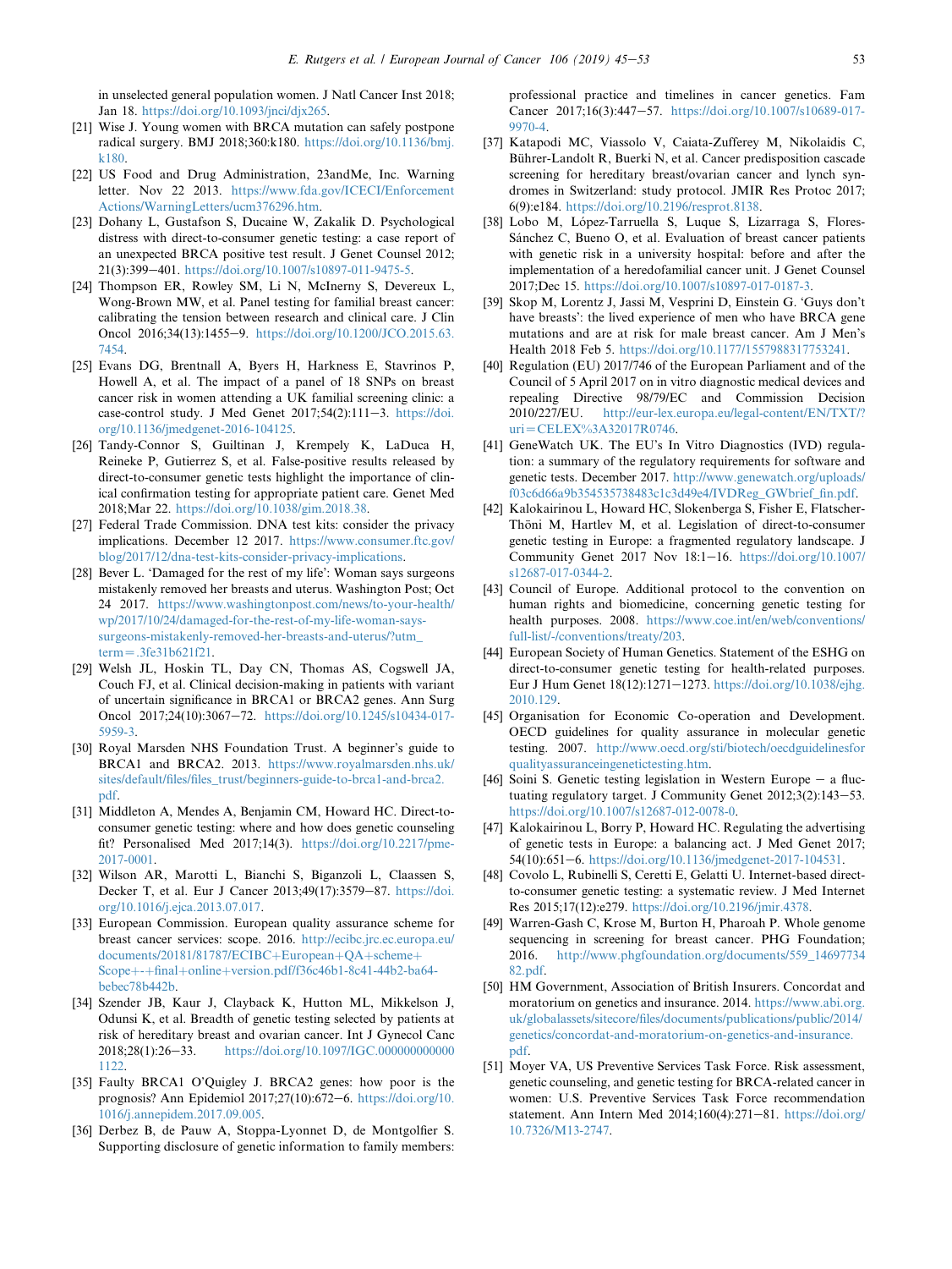in unselected general population women. J Natl Cancer Inst 2018; Jan 18. https://doi.org/10.1093/jnci/djx265.

[21] Wise J. Young women with BRCA mutation can safely postpone radical surgery. BMJ 2018;360:k180. https://doi.org/10.1136/bmj.k180.

[22] US Food and Drug Administration, 23andMe, Inc. Warning letter. Nov 22 2013. https://www.fda.gov/ICECI/EnforcementActions/WarningLetters/ucm376296.htm.

[23] Dohany L, Gustafson S, Ducaine W, Zakalik D. Psychological distress with direct-to-consumer genetic testing: a case report of an unexpected BRCA positive test result. J Genet Counsel 2012; 21(3):399–401. https://doi.org/10.1007/s10897-011-9475-5.

[24] Thompson ER, Rowley SM, Li N, McInerny S, Devereux L, Wong-Brown MW, et al. Panel testing for familial breast cancer: calibrating the tension between research and clinical care. J Clin Oncol 2016;34(13):1455–9. https://doi.org/10.1200/JCO.2015.63.7454.

[25] Evans DG, Brentnall A, Byers H, Harkness E, Stavrinos P, Howell A, et al. The impact of a panel of 18 SNPs on breast cancer risk in women attending a UK familial screening clinic: a case-control study. J Med Genet 2017;54(2):111–3. https://doi.org/10.1136/jmedgenet-2016-104125.

[26] Tandy-Connor S, Guiltinan J, Krempely K, LaDuca H, Reineke P, Gutierrez S, et al. False-positive results released by direct-to-consumer genetic tests highlight the importance of clinical confirmation testing for appropriate patient care. Genet Med 2018;Mar 22. https://doi.org/10.1038/gim.2018.38.

[27] Federal Trade Commission. DNA test kits: consider the privacy implications. December 12 2017. https://www.consumer.ftc.gov/blog/2017/12/dna-test-kits-consider-privacy-implications.

[28] Bever L. 'Damaged for the rest of my life': Woman says surgeons mistakenly removed her breasts and uterus. Washington Post; Oct 24 2017. https://www.washingtonpost.com/news/to-your-health/wp/2017/10/24/damaged-for-the-rest-of-my-life-woman-says-surgeons-mistakenly-removed-her-breasts-and-uterus/?utm_term=.3fe31b621f21.

[29] Welsh JL, Hoskin TL, Day CN, Thomas AS, Cogswell JA, Couch FJ, et al. Clinical decision-making in patients with variant of uncertain significance in BRCA1 or BRCA2 genes. Ann Surg Oncol 2017;24(10):3067–72. https://doi.org/10.1245/s10434-017-5959-3.

[30] Royal Marsden NHS Foundation Trust. A beginner's guide to BRCA1 and BRCA2. 2013. https://www.royalmarsden.nhs.uk/sites/default/files/files_trust/beginners-guide-to-brca1-and-brca2.pdf.

[31] Middleton A, Mendes A, Benjamin CM, Howard HC. Direct-to-consumer genetic testing: where and how does genetic counseling fit? Personalised Med 2017;14(3). https://doi.org/10.2217/pme-2017-0001.

[32] Wilson AR, Marotti L, Bianchi S, Biganzoli L, Claassen S, Decker T, et al. Eur J Cancer 2013;49(17):3579–87. https://doi.org/10.1016/j.ejca.2013.07.017.

[33] European Commission. European quality assurance scheme for breast cancer services: scope. 2016. http://ecibc.jrc.ec.europa.eu/documents/20181/81787/ECIBC+European+QA+scheme+Scope+-+final+online+version.pdf/f36c46b1-8c41-44b2-ba64-bebec78b442b.

[34] Szender JB, Kaur J, Clayback K, Hutton ML, Mikkelson J, Odunsi K, et al. Breadth of genetic testing selected by patients at risk of hereditary breast and ovarian cancer. Int J Gynecol Canc 2018;28(1):26–33. https://doi.org/10.1097/IGC.0000000000001122.

[35] Faulty BRCA1 O'Quigley J. BRCA2 genes: how poor is the prognosis? Ann Epidemiol 2017;27(10):672–6. https://doi.org/10.1016/j.annepidem.2017.09.005.

[36] Derbez B, de Pauw A, Stoppa-Lyonnet D, de Montgolfier S. Supporting disclosure of genetic information to family members: professional practice and timelines in cancer genetics. Fam Cancer 2017;16(3):447–57. https://doi.org/10.1007/s10689-017-9970-4.

[37] Katapodi MC, Viassolo V, Caiata-Zufferey M, Nikolaidis C, Bührer-Landolt R, Buerki N, et al. Cancer predisposition cascade screening for hereditary breast/ovarian cancer and lynch syndromes in Switzerland: study protocol. JMIR Res Protoc 2017; 6(9):e184. https://doi.org/10.2196/resprot.8138.

[38] Lobo M, López-Tarruella S, Luque S, Lizarraga S, Flores-Sánchez C, Bueno O, et al. Evaluation of breast cancer patients with genetic risk in a university hospital: before and after the implementation of a heredofamilial cancer unit. J Genet Counsel 2017;Dec 15. https://doi.org/10.1007/s10897-017-0187-3.

[39] Skop M, Lorentz J, Jassi M, Vesprini D, Einstein G. 'Guys don't have breasts': the lived experience of men who have BRCA gene mutations and are at risk for male breast cancer. Am J Men's Health 2018 Feb 5. https://doi.org/10.1177/1557988317753241.

[40] Regulation (EU) 2017/746 of the European Parliament and of the Council of 5 April 2017 on in vitro diagnostic medical devices and repealing Directive 98/79/EC and Commission Decision 2010/227/EU. http://eur-lex.europa.eu/legal-content/EN/TXT/?uri=CELEX%3A32017R0746.

[41] GeneWatch UK. The EU's In Vitro Diagnostics (IVD) regulation: a summary of the regulatory requirements for software and genetic tests. December 2017. http://www.genewatch.org/uploads/f03c6d66a9b354535738483c1c3d49e4/IVDReg_GWbrief_fin.pdf.

[42] Kalokairinou L, Howard HC, Slokenberga S, Fisher E, Flatscher-Thöni M, Hartlev M, et al. Legislation of direct-to-consumer genetic testing in Europe: a fragmented regulatory landscape. J Community Genet 2017 Nov 18:1–16. https://doi.org/10.1007/s12687-017-0344-2.

[43] Council of Europe. Additional protocol to the convention on human rights and biomedicine, concerning genetic testing for health purposes. 2008. https://www.coe.int/en/web/conventions/full-list/-/conventions/treaty/203.

[44] European Society of Human Genetics. Statement of the ESHG on direct-to-consumer genetic testing for health-related purposes. Eur J Hum Genet 18(12):1271–1273. https://doi.org/10.1038/ejhg.2010.129.

[45] Organisation for Economic Co-operation and Development. OECD guidelines for quality assurance in molecular genetic testing. 2007. http://www.oecd.org/sti/biotech/oecdguidelinesforqualityassuranceingenetictesting.htm.

[46] Soini S. Genetic testing legislation in Western Europe – a fluctuating regulatory target. J Community Genet 2012;3(2):143–53. https://doi.org/10.1007/s12687-012-0078-0.

[47] Kalokairinou L, Borry P, Howard HC. Regulating the advertising of genetic tests in Europe: a balancing act. J Med Genet 2017; 54(10):651–6. https://doi.org/10.1136/jmedgenet-2017-104531.

[48] Covolo L, Rubinelli S, Ceretti E, Gelatti U. Internet-based direct-to-consumer genetic testing: a systematic review. J Med Internet Res 2015;17(12):e279. https://doi.org/10.2196/jmir.4378.

[49] Warren-Gash C, Krose M, Burton H, Pharoah P. Whole genome sequencing in screening for breast cancer. PHG Foundation; 2016. http://www.phgfoundation.org/documents/559_1469773482.pdf.

[50] HM Government, Association of British Insurers. Concordat and moratorium on genetics and insurance. 2014. https://www.abi.org.uk/globalassets/sitecore/files/documents/publications/public/2014/genetics/concordat-and-moratorium-on-genetics-and-insurance.pdf.

[51] Moyer VA, US Preventive Services Task Force. Risk assessment, genetic counseling, and genetic testing for BRCA-related cancer in women: U.S. Preventive Services Task Force recommendation statement. Ann Intern Med 2014;160(4):271–81. https://doi.org/10.7326/M13-2747.